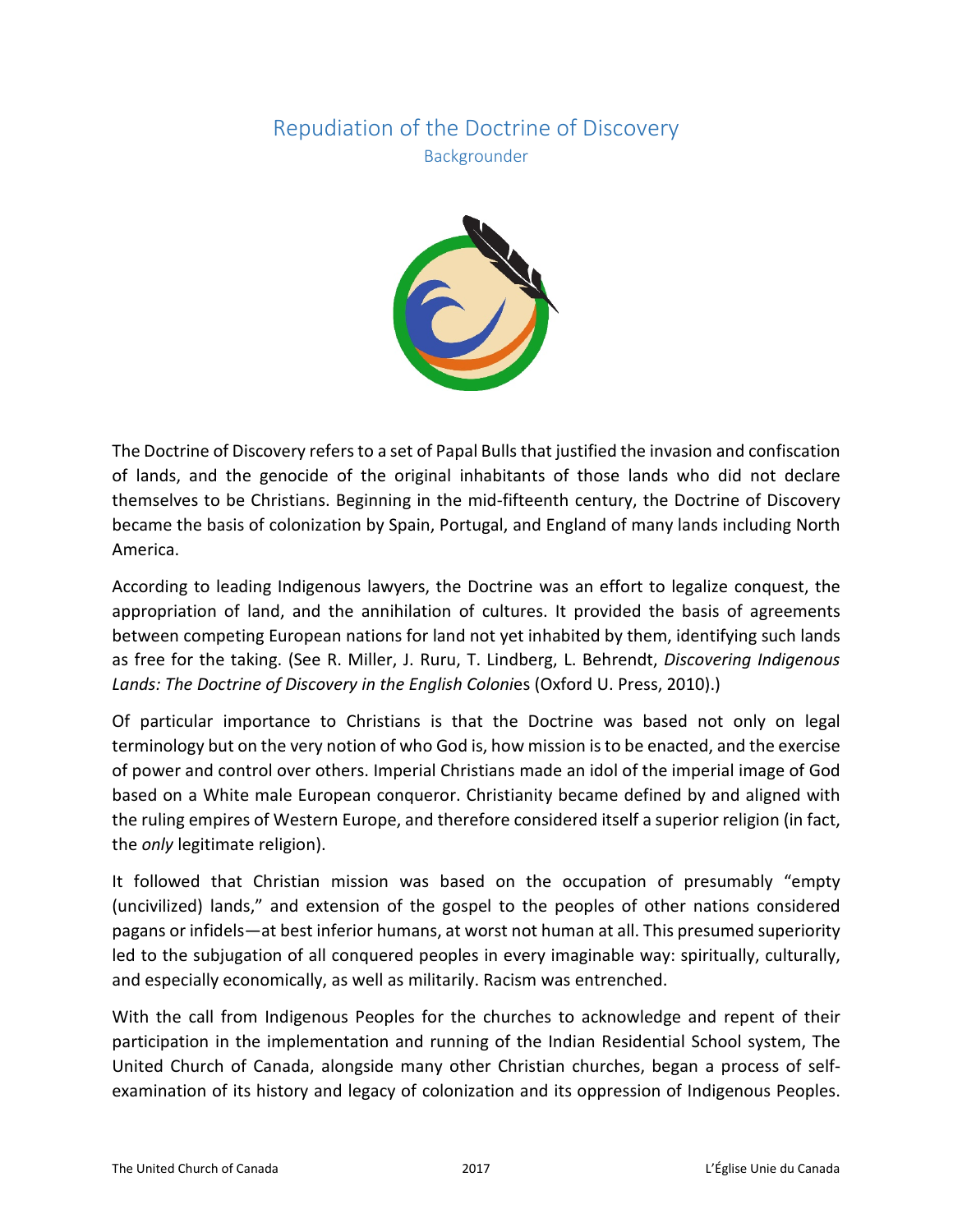# Repudiation of the Doctrine of Discovery

## Backgrounder

The Doctrine of Discovery refers to a set of Papal Bulls that justified the invasion and confiscation of lands, and the genocide of the original inhabitants of those lands who did not declare themselves to be Christians. Beginning in the mid-fifteenth century, the Doctrine of Discovery became the basis of colonization by Spain, Portugal, and England of many lands including North America.

According to leading Indigenous lawyers, the Doctrine was an effort to legalize conquest, the appropriation of land, and the annihilation of cultures. It provided the basis of agreements between competing European nations for land not yet inhabited by them, identifying such lands as free for the taking. (See R. Miller, J. Ruru, T. Lindberg, L. Behrendt, *Discovering Indigenous Lands: The Doctrine of Discovery in the English Colonies* (Oxford U. Press, 2010).)

Of particular importance to Christians is that the Doctrine was based not only on legal terminology but on the very notion of who God is, how mission is to be enacted, and the exercise of power and control over others. Imperial Christians made an idol of the imperial image of God based on a White male European conqueror. Christianity became defined by and aligned with the ruling empires of Western Europe, and therefore considered itself a superior religion (in fact, the *only* legitimate religion).

It followed that Christian mission was based on the occupation of presumably "empty (uncivilized) lands," and extension of the gospel to the peoples of other nations considered pagans or infidels—at best inferior humans, at worst not human at all. This presumed superiority led to the subjugation of all conquered peoples in every imaginable way: spiritually, culturally, and especially economically, as well as militarily. Racism was entrenched.

With the call from Indigenous Peoples for the churches to acknowledge and repent of their participation in the implementation and running of the Indian Residential School system, The United Church of Canada, alongside many other Christian churches, began a process of self-examination of its history and legacy of colonization and its oppression of Indigenous Peoples.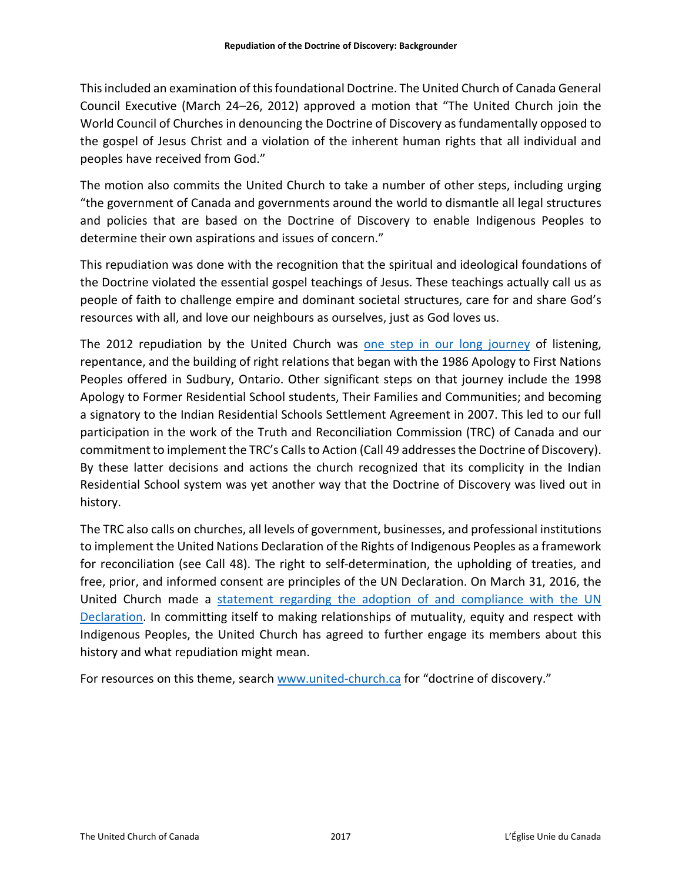This included an examination of this foundational Doctrine. The United Church of Canada General Council Executive (March 24–26, 2012) approved a motion that "The United Church join the World Council of Churches in denouncing the Doctrine of Discovery as fundamentally opposed to the gospel of Jesus Christ and a violation of the inherent human rights that all individual and peoples have received from God."

The motion also commits the United Church to take a number of other steps, including urging "the government of Canada and governments around the world to dismantle all legal structures and policies that are based on the Doctrine of Discovery to enable Indigenous Peoples to determine their own aspirations and issues of concern."

This repudiation was done with the recognition that the spiritual and ideological foundations of the Doctrine violated the essential gospel teachings of Jesus. These teachings actually call us as people of faith to challenge empire and dominant societal structures, care for and share God's resources with all, and love our neighbours as ourselves, just as God loves us.

The 2012 repudiation by the United Church was one step in our long journey of listening, repentance, and the building of right relations that began with the 1986 Apology to First Nations Peoples offered in Sudbury, Ontario. Other significant steps on that journey include the 1998 Apology to Former Residential School students, Their Families and Communities; and becoming a signatory to the Indian Residential Schools Settlement Agreement in 2007. This led to our full participation in the work of the Truth and Reconciliation Commission (TRC) of Canada and our commitment to implement the TRC's Calls to Action (Call 49 addresses the Doctrine of Discovery). By these latter decisions and actions the church recognized that its complicity in the Indian Residential School system was yet another way that the Doctrine of Discovery was lived out in history.

The TRC also calls on churches, all levels of government, businesses, and professional institutions to implement the United Nations Declaration of the Rights of Indigenous Peoples as a framework for reconciliation (see Call 48). The right to self-determination, the upholding of treaties, and free, prior, and informed consent are principles of the UN Declaration. On March 31, 2016, the United Church made a statement regarding the adoption of and compliance with the UN Declaration. In committing itself to making relationships of mutuality, equity and respect with Indigenous Peoples, the United Church has agreed to further engage its members about this history and what repudiation might mean.

For resources on this theme, search www.united-church.ca for "doctrine of discovery."